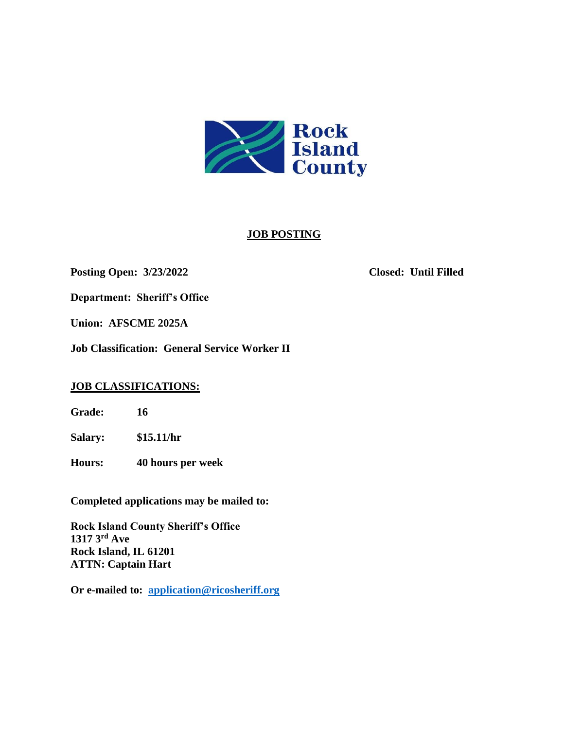Rock Island County

# JOB POSTING

**Posting Open: 3/23/2022** **Closed: Until Filled**

**Department: Sheriff's Office**

**Union: AFSCME 2025A**

**Job Classification: General Service Worker II**

## JOB CLASSIFICATIONS:

**Grade:** **16**

**Salary:** **$15.11/hr**

**Hours:** **40 hours per week**

**Completed applications may be mailed to:**

**Rock Island County Sheriff's Office**
**1317 3rd Ave**
**Rock Island, IL 61201**
**ATTN: Captain Hart**

**Or e-mailed to: application@ricosheriff.org**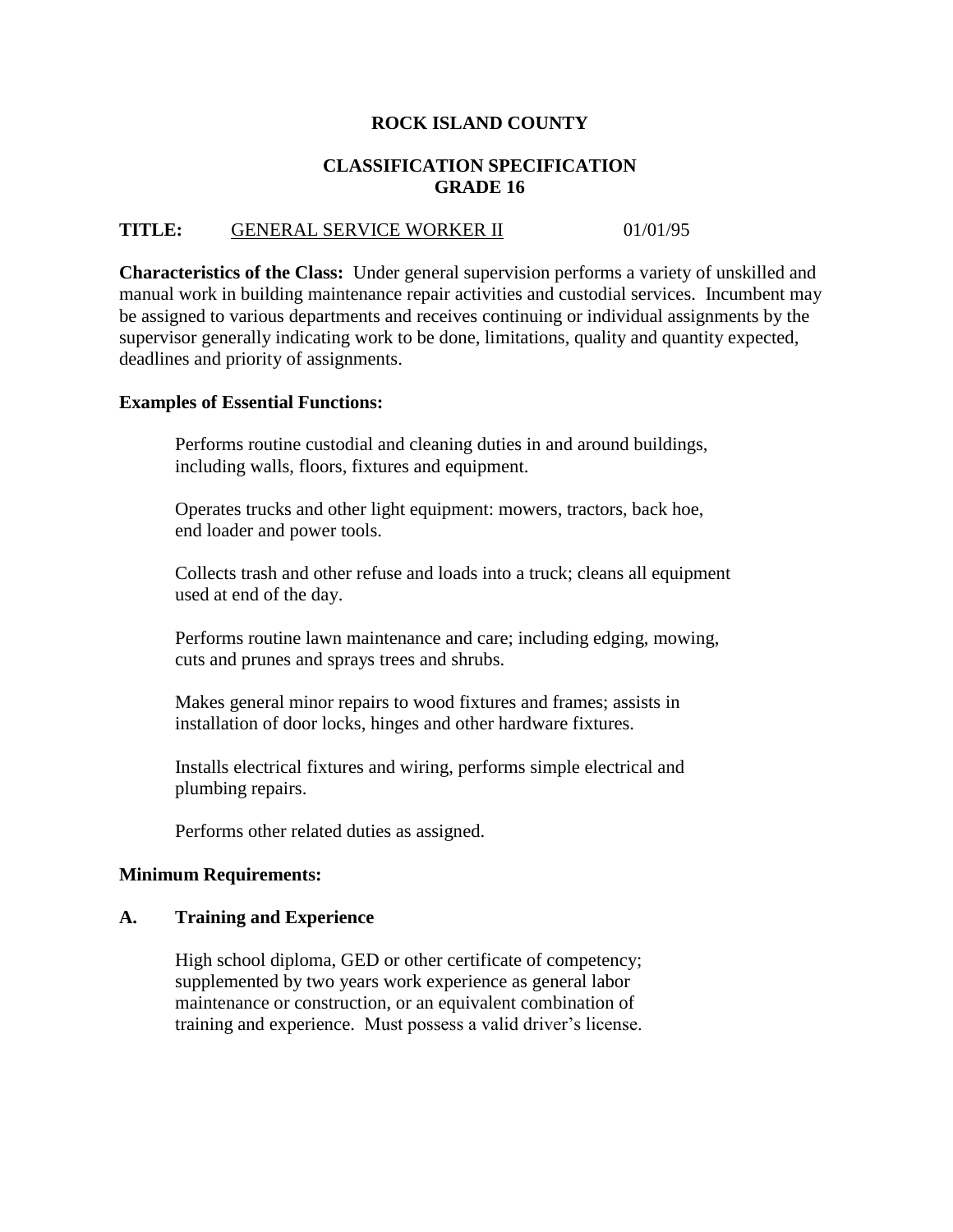# ROCK ISLAND COUNTY

## CLASSIFICATION SPECIFICATION
## GRADE 16

**TITLE:** GENERAL SERVICE WORKER II 01/01/95

**Characteristics of the Class:** Under general supervision performs a variety of unskilled and manual work in building maintenance repair activities and custodial services. Incumbent may be assigned to various departments and receives continuing or individual assignments by the supervisor generally indicating work to be done, limitations, quality and quantity expected, deadlines and priority of assignments.

**Examples of Essential Functions:**

Performs routine custodial and cleaning duties in and around buildings, including walls, floors, fixtures and equipment.

Operates trucks and other light equipment: mowers, tractors, back hoe, end loader and power tools.

Collects trash and other refuse and loads into a truck; cleans all equipment used at end of the day.

Performs routine lawn maintenance and care; including edging, mowing, cuts and prunes and sprays trees and shrubs.

Makes general minor repairs to wood fixtures and frames; assists in installation of door locks, hinges and other hardware fixtures.

Installs electrical fixtures and wiring, performs simple electrical and plumbing repairs.

Performs other related duties as assigned.

**Minimum Requirements:**

**A. Training and Experience**

High school diploma, GED or other certificate of competency; supplemented by two years work experience as general labor maintenance or construction, or an equivalent combination of training and experience. Must possess a valid driver's license.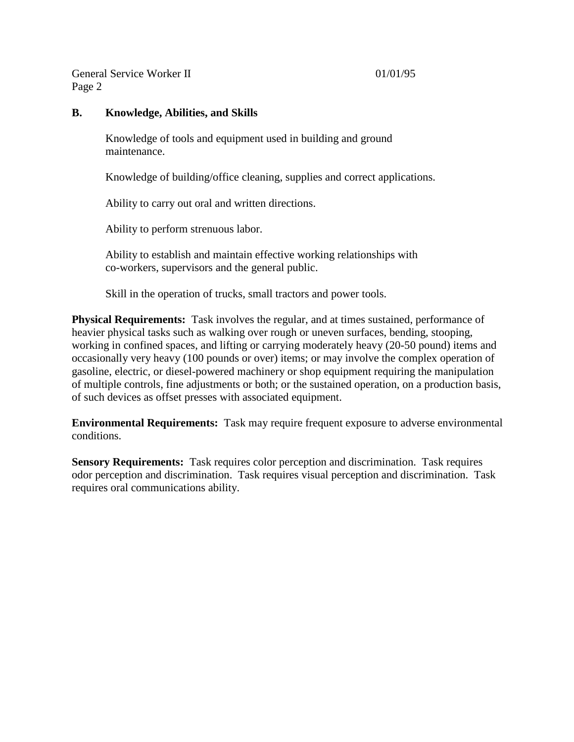## B. Knowledge, Abilities, and Skills

Knowledge of tools and equipment used in building and ground maintenance.

Knowledge of building/office cleaning, supplies and correct applications.

Ability to carry out oral and written directions.

Ability to perform strenuous labor.

Ability to establish and maintain effective working relationships with co-workers, supervisors and the general public.

Skill in the operation of trucks, small tractors and power tools.

**Physical Requirements:** Task involves the regular, and at times sustained, performance of heavier physical tasks such as walking over rough or uneven surfaces, bending, stooping, working in confined spaces, and lifting or carrying moderately heavy (20-50 pound) items and occasionally very heavy (100 pounds or over) items; or may involve the complex operation of gasoline, electric, or diesel-powered machinery or shop equipment requiring the manipulation of multiple controls, fine adjustments or both; or the sustained operation, on a production basis, of such devices as offset presses with associated equipment.

**Environmental Requirements:** Task may require frequent exposure to adverse environmental conditions.

**Sensory Requirements:** Task requires color perception and discrimination. Task requires odor perception and discrimination. Task requires visual perception and discrimination. Task requires oral communications ability.